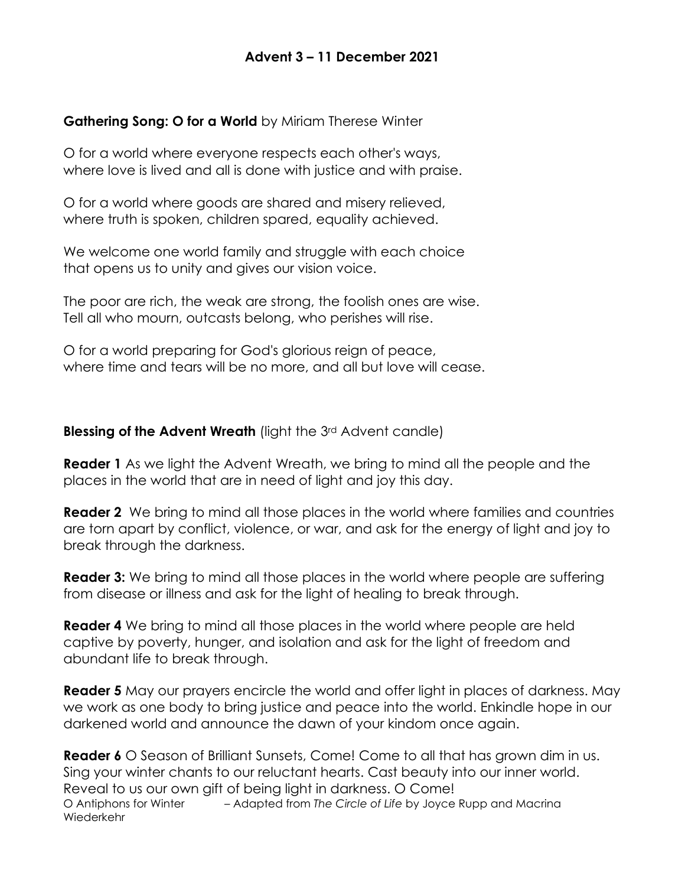# Advent 3 – 11 December 2021

**Gathering Song: O for a World** by Miriam Therese Winter

O for a world where everyone respects each other's ways,
where love is lived and all is done with justice and with praise.

O for a world where goods are shared and misery relieved,
where truth is spoken, children spared, equality achieved.

We welcome one world family and struggle with each choice
that opens us to unity and gives our vision voice.

The poor are rich, the weak are strong, the foolish ones are wise.
Tell all who mourn, outcasts belong, who perishes will rise.

O for a world preparing for God's glorious reign of peace,
where time and tears will be no more, and all but love will cease.

**Blessing of the Advent Wreath** (light the 3rd Advent candle)

**Reader 1** As we light the Advent Wreath, we bring to mind all the people and the places in the world that are in need of light and joy this day.

**Reader 2** We bring to mind all those places in the world where families and countries are torn apart by conflict, violence, or war, and ask for the energy of light and joy to break through the darkness.

**Reader 3:** We bring to mind all those places in the world where people are suffering from disease or illness and ask for the light of healing to break through.

**Reader 4** We bring to mind all those places in the world where people are held captive by poverty, hunger, and isolation and ask for the light of freedom and abundant life to break through.

**Reader 5** May our prayers encircle the world and offer light in places of darkness. May we work as one body to bring justice and peace into the world. Enkindle hope in our darkened world and announce the dawn of your kindom once again.

**Reader 6** O Season of Brilliant Sunsets, Come! Come to all that has grown dim in us. Sing your winter chants to our reluctant hearts. Cast beauty into our inner world. Reveal to us our own gift of being light in darkness. O Come!
O Antiphons for Winter – Adapted from *The Circle of Life* by Joyce Rupp and Macrina Wiederkehr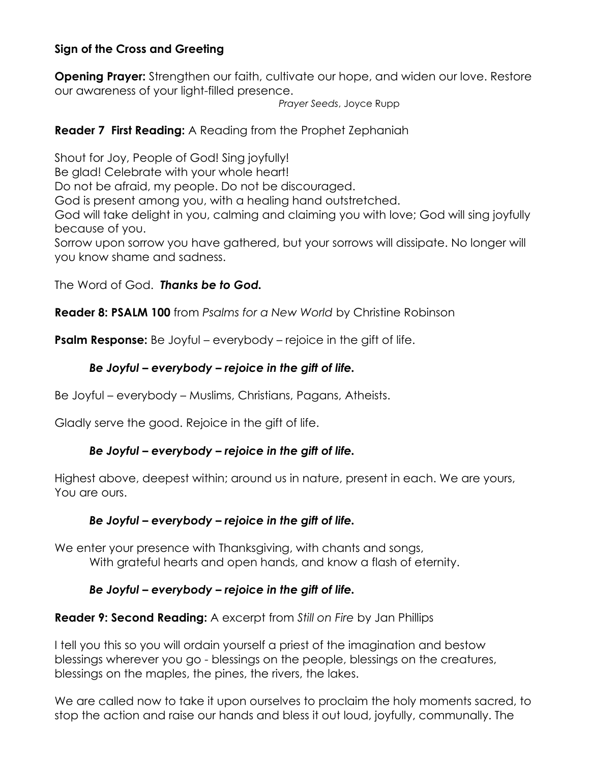**Sign of the Cross and Greeting**

**Opening Prayer:** Strengthen our faith, cultivate our hope, and widen our love. Restore our awareness of your light-filled presence.

*Prayer Seeds*, Joyce Rupp

**Reader 7 First Reading:** A Reading from the Prophet Zephaniah

Shout for Joy, People of God! Sing joyfully!
Be glad! Celebrate with your whole heart!
Do not be afraid, my people. Do not be discouraged.
God is present among you, with a healing hand outstretched.
God will take delight in you, calming and claiming you with love; God will sing joyfully because of you.
Sorrow upon sorrow you have gathered, but your sorrows will dissipate. No longer will you know shame and sadness.

The Word of God. ***Thanks be to God.***

**Reader 8: PSALM 100** from *Psalms for a New World* by Christine Robinson

**Psalm Response:** Be Joyful – everybody – rejoice in the gift of life.

***Be Joyful – everybody – rejoice in the gift of life.***

Be Joyful – everybody – Muslims, Christians, Pagans, Atheists.

Gladly serve the good. Rejoice in the gift of life.

***Be Joyful – everybody – rejoice in the gift of life.***

Highest above, deepest within; around us in nature, present in each. We are yours, You are ours.

***Be Joyful – everybody – rejoice in the gift of life.***

We enter your presence with Thanksgiving, with chants and songs,
With grateful hearts and open hands, and know a flash of eternity.

***Be Joyful – everybody – rejoice in the gift of life.***

**Reader 9: Second Reading:** A excerpt from *Still on Fire* by Jan Phillips

I tell you this so you will ordain yourself a priest of the imagination and bestow blessings wherever you go - blessings on the people, blessings on the creatures, blessings on the maples, the pines, the rivers, the lakes.

We are called now to take it upon ourselves to proclaim the holy moments sacred, to stop the action and raise our hands and bless it out loud, joyfully, communally. The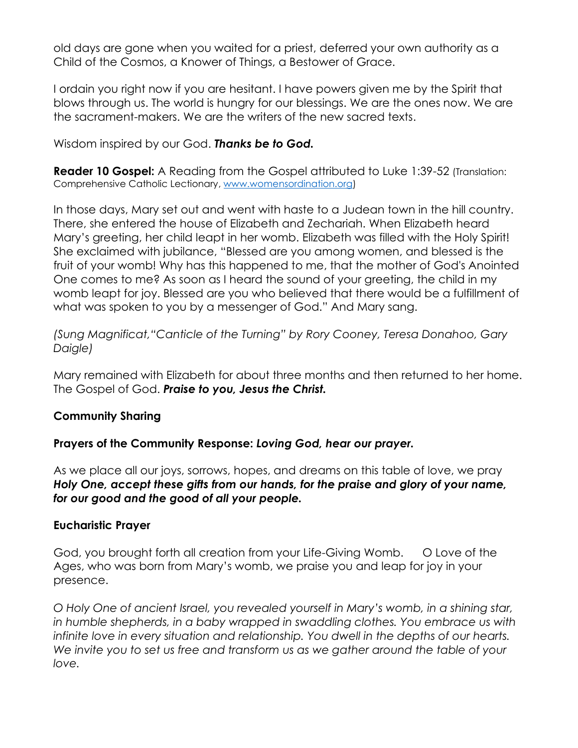old days are gone when you waited for a priest, deferred your own authority as a Child of the Cosmos, a Knower of Things, a Bestower of Grace.

I ordain you right now if you are hesitant. I have powers given me by the Spirit that blows through us. The world is hungry for our blessings. We are the ones now. We are the sacrament-makers. We are the writers of the new sacred texts.

Wisdom inspired by our God. ***Thanks be to God.***

**Reader 10 Gospel:** A Reading from the Gospel attributed to Luke 1:39-52 (Translation: Comprehensive Catholic Lectionary, [www.womensordination.org](http://www.womensordination.org))

In those days, Mary set out and went with haste to a Judean town in the hill country. There, she entered the house of Elizabeth and Zechariah. When Elizabeth heard Mary's greeting, her child leapt in her womb. Elizabeth was filled with the Holy Spirit! She exclaimed with jubilance, "Blessed are you among women, and blessed is the fruit of your womb! Why has this happened to me, that the mother of God's Anointed One comes to me? As soon as I heard the sound of your greeting, the child in my womb leapt for joy. Blessed are you who believed that there would be a fulfillment of what was spoken to you by a messenger of God." And Mary sang.

*(Sung Magnificat,"Canticle of the Turning" by Rory Cooney, Teresa Donahoo, Gary Daigle)*

Mary remained with Elizabeth for about three months and then returned to her home. The Gospel of God. ***Praise to you, Jesus the Christ.***

**Community Sharing**

**Prayers of the Community Response:** ***Loving God, hear our prayer.***

As we place all our joys, sorrows, hopes, and dreams on this table of love, we pray ***Holy One, accept these gifts from our hands, for the praise and glory of your name, for our good and the good of all your people.***

**Eucharistic Prayer**

God, you brought forth all creation from your Life-Giving Womb. O Love of the Ages, who was born from Mary's womb, we praise you and leap for joy in your presence.

*O Holy One of ancient Israel, you revealed yourself in Mary's womb, in a shining star, in humble shepherds, in a baby wrapped in swaddling clothes. You embrace us with infinite love in every situation and relationship. You dwell in the depths of our hearts. We invite you to set us free and transform us as we gather around the table of your love.*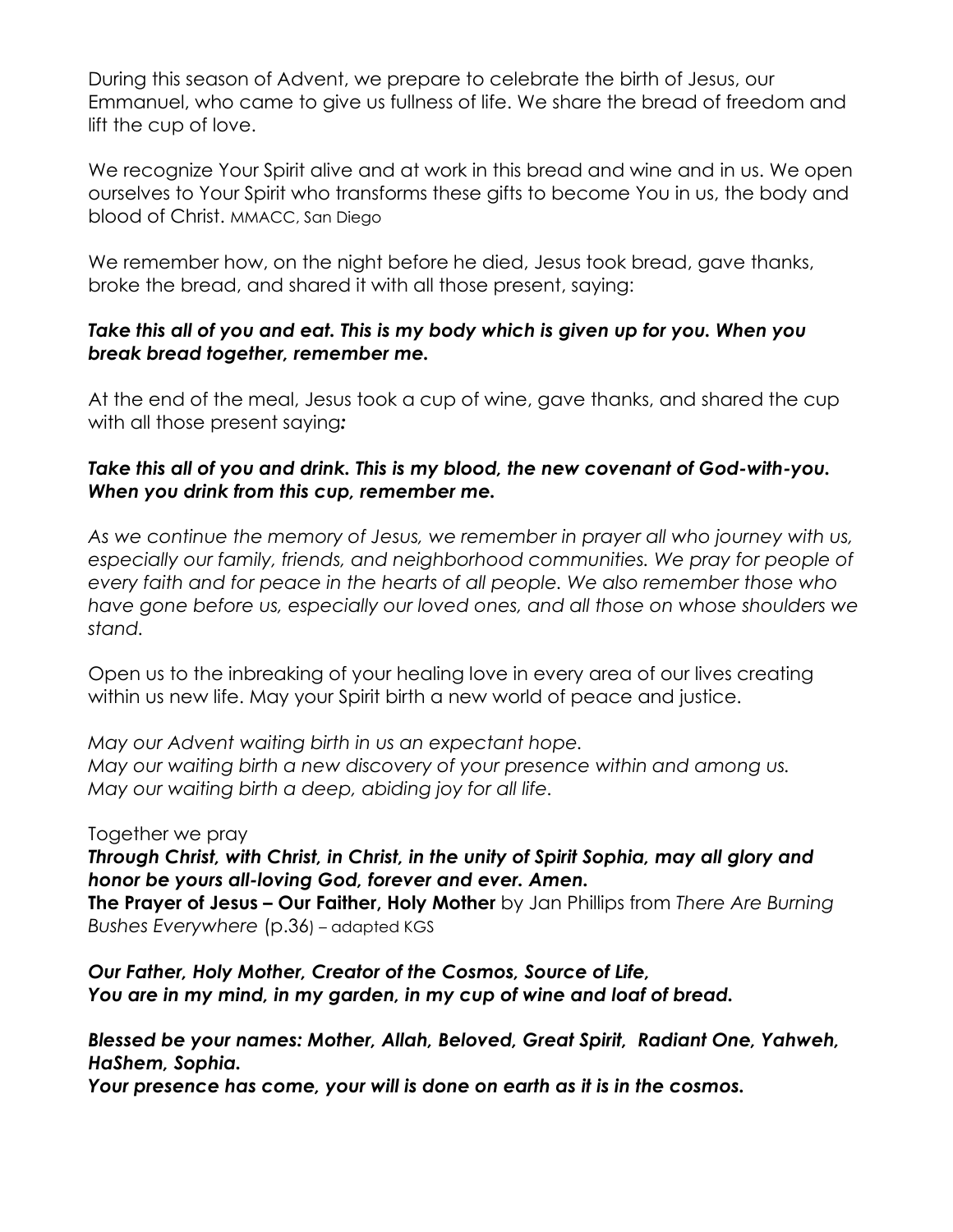During this season of Advent, we prepare to celebrate the birth of Jesus, our Emmanuel, who came to give us fullness of life. We share the bread of freedom and lift the cup of love.

We recognize Your Spirit alive and at work in this bread and wine and in us. We open ourselves to Your Spirit who transforms these gifts to become You in us, the body and blood of Christ. MMACC, San Diego

We remember how, on the night before he died, Jesus took bread, gave thanks, broke the bread, and shared it with all those present, saying:

***Take this all of you and eat. This is my body which is given up for you. When you break bread together, remember me.***

At the end of the meal, Jesus took a cup of wine, gave thanks, and shared the cup with all those present saying***:***

***Take this all of you and drink. This is my blood, the new covenant of God-with-you. When you drink from this cup, remember me.***

*As we continue the memory of Jesus, we remember in prayer all who journey with us, especially our family, friends, and neighborhood communities. We pray for people of every faith and for peace in the hearts of all people. We also remember those who have gone before us, especially our loved ones, and all those on whose shoulders we stand.*

Open us to the inbreaking of your healing love in every area of our lives creating within us new life. May your Spirit birth a new world of peace and justice.

*May our Advent waiting birth in us an expectant hope.*
*May our waiting birth a new discovery of your presence within and among us.*
*May our waiting birth a deep, abiding joy for all life.*

Together we pray
***Through Christ, with Christ, in Christ, in the unity of Spirit Sophia, may all glory and honor be yours all-loving God, forever and ever. Amen.***
**The Prayer of Jesus – Our Faither, Holy Mother** by Jan Phillips from *There Are Burning Bushes Everywhere* (p.36) – adapted KGS

***Our Father, Holy Mother, Creator of the Cosmos, Source of Life,***
***You are in my mind, in my garden, in my cup of wine and loaf of bread.***

***Blessed be your names: Mother, Allah, Beloved, Great Spirit, Radiant One, Yahweh, HaShem, Sophia.***
***Your presence has come, your will is done on earth as it is in the cosmos.***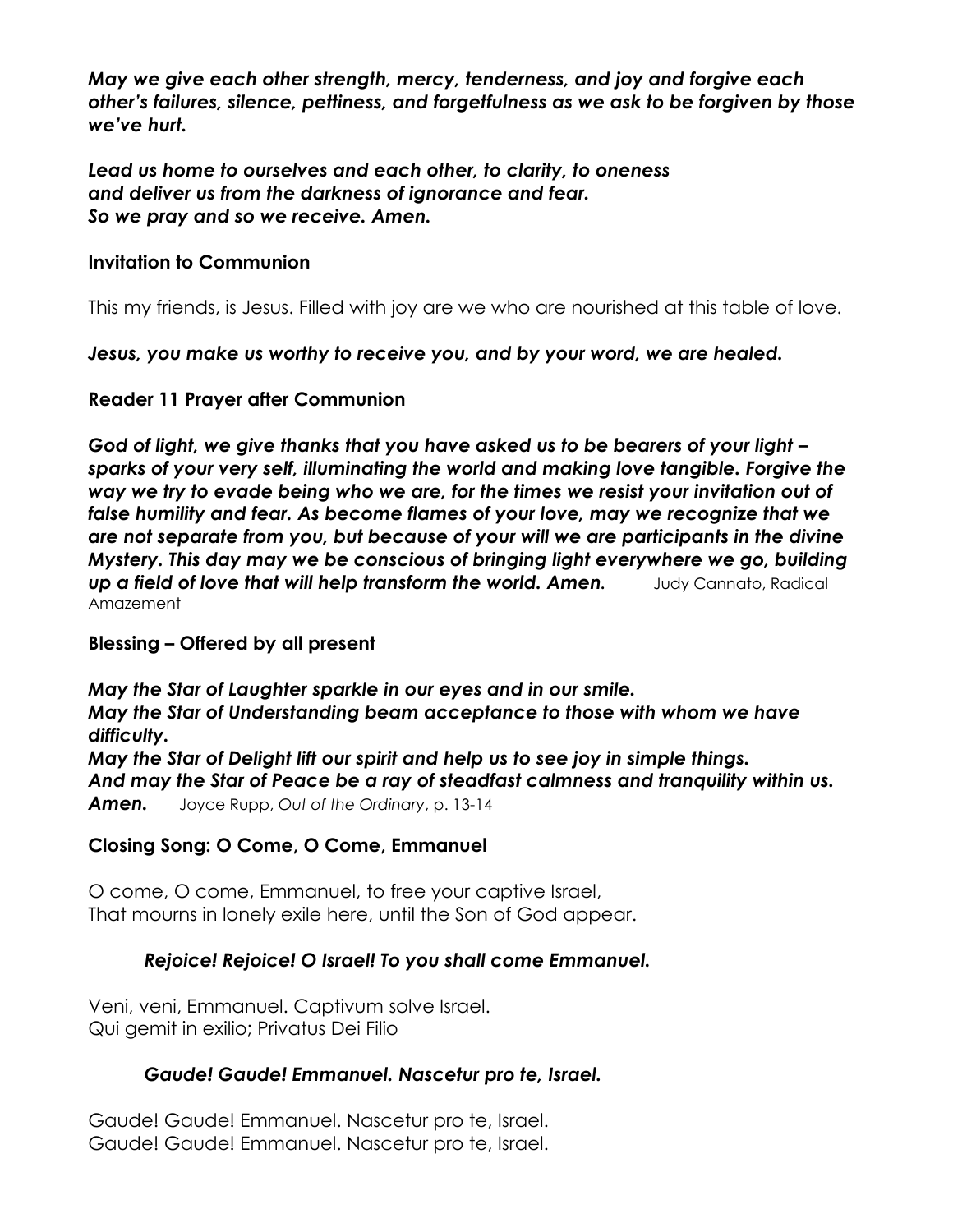***May we give each other strength, mercy, tenderness, and joy and forgive each other's failures, silence, pettiness, and forgetfulness as we ask to be forgiven by those we've hurt.***

***Lead us home to ourselves and each other, to clarity, to oneness and deliver us from the darkness of ignorance and fear. So we pray and so we receive. Amen.***

**Invitation to Communion**

This my friends, is Jesus. Filled with joy are we who are nourished at this table of love.

***Jesus, you make us worthy to receive you, and by your word, we are healed.***

**Reader 11 Prayer after Communion**

***God of light, we give thanks that you have asked us to be bearers of your light – sparks of your very self, illuminating the world and making love tangible. Forgive the way we try to evade being who we are, for the times we resist your invitation out of false humility and fear. As become flames of your love, may we recognize that we are not separate from you, but because of your will we are participants in the divine Mystery. This day may we be conscious of bringing light everywhere we go, building up a field of love that will help transform the world. Amen.*** Judy Cannato, Radical Amazement

**Blessing – Offered by all present**

***May the Star of Laughter sparkle in our eyes and in our smile.***
***May the Star of Understanding beam acceptance to those with whom we have difficulty.***
***May the Star of Delight lift our spirit and help us to see joy in simple things.***
***And may the Star of Peace be a ray of steadfast calmness and tranquility within us. Amen.*** Joyce Rupp, *Out of the Ordinary*, p. 13-14

**Closing Song: O Come, O Come, Emmanuel**

O come, O come, Emmanuel, to free your captive Israel,
That mourns in lonely exile here, until the Son of God appear.

***Rejoice! Rejoice! O Israel! To you shall come Emmanuel.***

Veni, veni, Emmanuel. Captivum solve Israel.
Qui gemit in exilio; Privatus Dei Filio

***Gaude! Gaude! Emmanuel. Nascetur pro te, Israel.***

Gaude! Gaude! Emmanuel. Nascetur pro te, Israel.
Gaude! Gaude! Emmanuel. Nascetur pro te, Israel.